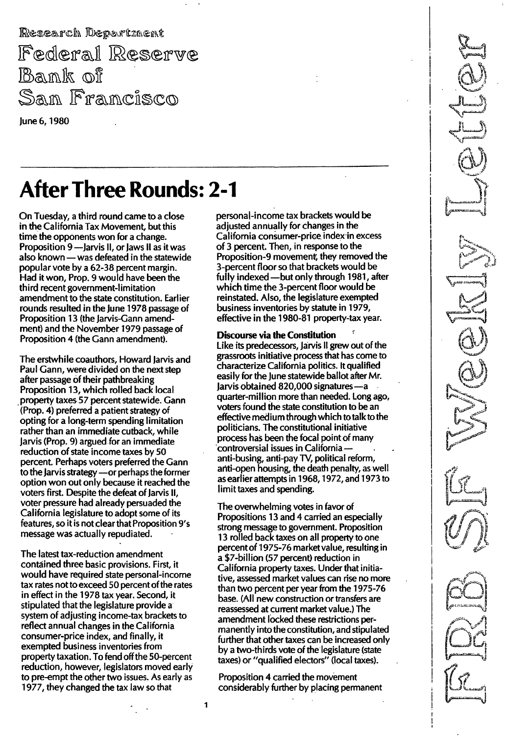Research Department
Federal Reserve Bank of San Francisco

June 6, 1980

FRBSF Weekly Letter

# After Three Rounds: 2-1

On Tuesday, a third round came to a close in the California Tax Movement, but this time the opponents won for a change. Proposition 9—Jarvis II, or Jaws II as it was also known—was defeated in the statewide popular vote by a 62-38 percent margin. Had it won, Prop. 9 would have been the third recent government-limitation amendment to the state constitution. Earlier rounds resulted in the June 1978 passage of Proposition 13 (the Jarvis-Gann amendment) and the November 1979 passage of Proposition 4 (the Gann amendment).

The erstwhile coauthors, Howard Jarvis and Paul Gann, were divided on the next step after passage of their pathbreaking Proposition 13, which rolled back local property taxes 57 percent statewide. Gann (Prop. 4) preferred a patient strategy of opting for a long-term spending limitation rather than an immediate cutback, while Jarvis (Prop. 9) argued for an immediate reduction of state income taxes by 50 percent. Perhaps voters preferred the Gann to the Jarvis strategy—or perhaps the former option won out only because it reached the voters first. Despite the defeat of Jarvis II, voter pressure had already persuaded the California legislature to adopt some of its features, so it is not clear that Proposition 9's message was actually repudiated.

The latest tax-reduction amendment contained three basic provisions. First, it would have required state personal-income tax rates not to exceed 50 percent of the rates in effect in the 1978 tax year. Second, it stipulated that the legislature provide a system of adjusting income-tax brackets to reflect annual changes in the California consumer-price index, and finally, it exempted business inventories from property taxation. To fend off the 50-percent reduction, however, legislators moved early to pre-empt the other two issues. As early as 1977, they changed the tax law so that personal-income tax brackets would be adjusted annually for changes in the California consumer-price index in excess of 3 percent. Then, in response to the Proposition-9 movement, they removed the 3-percent floor so that brackets would be fully indexed—but only through 1981, after which time the 3-percent floor would be reinstated. Also, the legislature exempted business inventories by statute in 1979, effective in the 1980-81 property-tax year.

**Discourse via the Constitution**

Like its predecessors, Jarvis II grew out of the grassroots initiative process that has come to characterize California politics. It qualified easily for the June statewide ballot after Mr. Jarvis obtained 820,000 signatures—a quarter-million more than needed. Long ago, voters found the state constitution to be an effective medium through which to talk to the politicians. The constitutional initiative process has been the focal point of many controversial issues in California—anti-busing, anti-pay TV, political reform, anti-open housing, the death penalty, as well as earlier attempts in 1968, 1972, and 1973 to limit taxes and spending.

The overwhelming votes in favor of Propositions 13 and 4 carried an especially strong message to government. Proposition 13 rolled back taxes on all property to one percent of 1975-76 market value, resulting in a $7-billion (57 percent) reduction in California property taxes. Under that initiative, assessed market values can rise no more than two percent per year from the 1975-76 base. (All new construction or transfers are reassessed at current market value.) The amendment locked these restrictions permanently into the constitution, and stipulated further that other taxes can be increased only by a two-thirds vote of the legislature (state taxes) or "qualified electors" (local taxes).

Proposition 4 carried the movement considerably further by placing permanent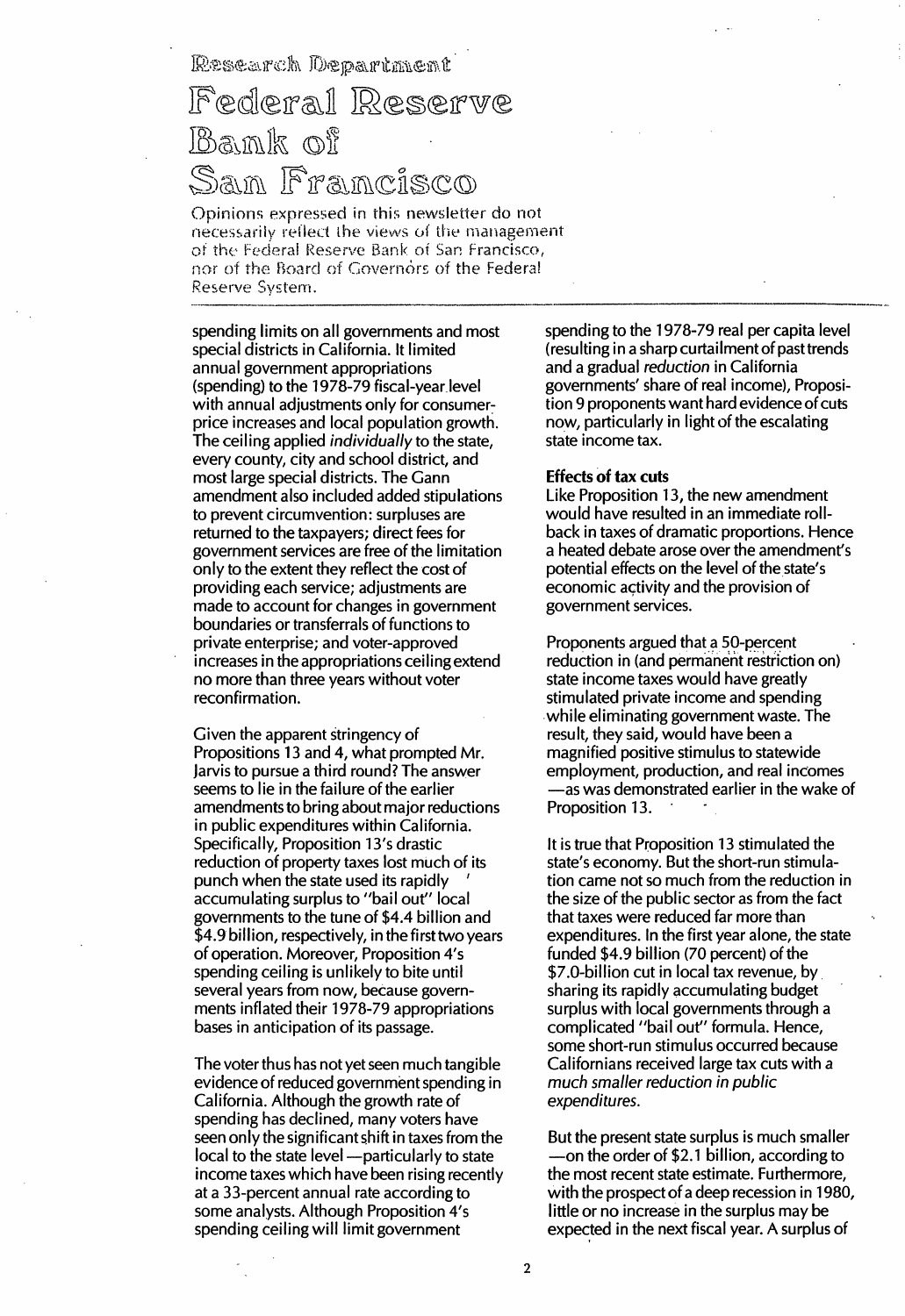# Research Department

# Federal Reserve Bank of San Francisco

Opinions expressed in this newsletter do not necessarily reflect the views of the management of the Federal Reserve Bank of San Francisco, nor of the Board of Governors of the Federal Reserve System.

---

spending limits on all governments and most special districts in California. It limited annual government appropriations (spending) to the 1978-79 fiscal-year level with annual adjustments only for consumer-price increases and local population growth. The ceiling applied *individually* to the state, every county, city and school district, and most large special districts. The Gann amendment also included added stipulations to prevent circumvention: surpluses are returned to the taxpayers; direct fees for government services are free of the limitation only to the extent they reflect the cost of providing each service; adjustments are made to account for changes in government boundaries or transferrals of functions to private enterprise; and voter-approved increases in the appropriations ceiling extend no more than three years without voter reconfirmation.

Given the apparent stringency of Propositions 13 and 4, what prompted Mr. Jarvis to pursue a third round? The answer seems to lie in the failure of the earlier amendments to bring about major reductions in public expenditures within California. Specifically, Proposition 13's drastic reduction of property taxes lost much of its punch when the state used its rapidly accumulating surplus to "bail out" local governments to the tune of \$4.4 billion and \$4.9 billion, respectively, in the first two years of operation. Moreover, Proposition 4's spending ceiling is unlikely to bite until several years from now, because governments inflated their 1978-79 appropriations bases in anticipation of its passage.

The voter thus has not yet seen much tangible evidence of reduced government spending in California. Although the growth rate of spending has declined, many voters have seen only the significant shift in taxes from the local to the state level—particularly to state income taxes which have been rising recently at a 33-percent annual rate according to some analysts. Although Proposition 4's spending ceiling will limit government spending to the 1978-79 real per capita level (resulting in a sharp curtailment of past trends and a gradual *reduction* in California governments' share of real income), Proposition 9 proponents want hard evidence of cuts now, particularly in light of the escalating state income tax.

**Effects of tax cuts**

Like Proposition 13, the new amendment would have resulted in an immediate rollback in taxes of dramatic proportions. Hence a heated debate arose over the amendment's potential effects on the level of the state's economic activity and the provision of government services.

Proponents argued that a 50-percent reduction in (and permanent restriction on) state income taxes would have greatly stimulated private income and spending while eliminating government waste. The result, they said, would have been a magnified positive stimulus to statewide employment, production, and real incomes—as was demonstrated earlier in the wake of Proposition 13.

It is true that Proposition 13 stimulated the state's economy. But the short-run stimulation came not so much from the reduction in the size of the public sector as from the fact that taxes were reduced far more than expenditures. In the first year alone, the state funded \$4.9 billion (70 percent) of the \$7.0-billion cut in local tax revenue, by sharing its rapidly accumulating budget surplus with local governments through a complicated "bail out" formula. Hence, some short-run stimulus occurred because Californians received large tax cuts with a *much smaller reduction in public expenditures*.

But the present state surplus is much smaller—on the order of \$2.1 billion, according to the most recent state estimate. Furthermore, with the prospect of a deep recession in 1980, little or no increase in the surplus may be expected in the next fiscal year. A surplus of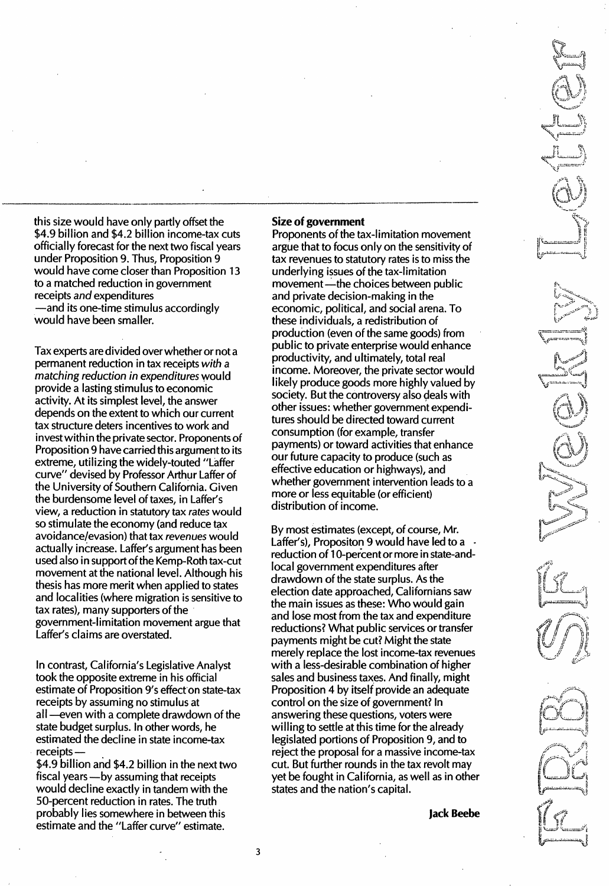this size would have only partly offset the $4.9 billion and $4.2 billion income-tax cuts officially forecast for the next two fiscal years under Proposition 9. Thus, Proposition 9 would have come closer than Proposition 13 to a matched reduction in government receipts *and* expenditures —and its one-time stimulus accordingly would have been smaller.

Tax experts are divided over whether or not a permanent reduction in tax receipts *with a matching reduction in expenditures* would provide a lasting stimulus to economic activity. At its simplest level, the answer depends on the extent to which our current tax structure deters incentives to work and invest within the private sector. Proponents of Proposition 9 have carried this argument to its extreme, utilizing the widely-touted "Laffer curve" devised by Professor Arthur Laffer of the University of Southern California. Given the burdensome level of taxes, in Laffer's view, a reduction in statutory tax *rates* would so stimulate the economy (and reduce tax avoidance/evasion) that tax *revenues* would actually increase. Laffer's argument has been used also in support of the Kemp-Roth tax-cut movement at the national level. Although his thesis has more merit when applied to states and localities (where migration is sensitive to tax rates), many supporters of the government-limitation movement argue that Laffer's claims are overstated.

In contrast, California's Legislative Analyst took the opposite extreme in his official estimate of Proposition 9's effect on state-tax receipts by assuming no stimulus at all —even with a complete drawdown of the state budget surplus. In other words, he estimated the decline in state income-tax receipts— $4.9 billion and $4.2 billion in the next two fiscal years —by assuming that receipts would decline exactly in tandem with the 50-percent reduction in rates. The truth probably lies somewhere in between this estimate and the "Laffer curve" estimate.

**Size of government**

Proponents of the tax-limitation movement argue that to focus only on the sensitivity of tax revenues to statutory rates is to miss the underlying issues of the tax-limitation movement —the choices between public and private decision-making in the economic, political, and social arena. To these individuals, a redistribution of production (even of the same goods) from public to private enterprise would enhance productivity, and ultimately, total real income. Moreover, the private sector would likely produce goods more highly valued by society. But the controversy also deals with other issues: whether government expenditures should be directed toward current consumption (for example, transfer payments) or toward activities that enhance our future capacity to produce (such as effective education or highways), and whether government intervention leads to a more or less equitable (or efficient) distribution of income.

By most estimates (except, of course, Mr. Laffer's), Propositon 9 would have led to a reduction of 10-percent or more in state-and-local government expenditures after drawdown of the state surplus. As the election date approached, Californians saw the main issues as these: Who would gain and lose most from the tax and expenditure reductions? What public services or transfer payments might be cut? Might the state merely replace the lost income-tax revenues with a less-desirable combination of higher sales and business taxes. And finally, might Proposition 4 by itself provide an adequate control on the size of government? In answering these questions, voters were willing to settle at this time for the already legislated portions of Proposition 9, and to reject the proposal for a massive income-tax cut. But further rounds in the tax revolt may yet be fought in California, as well as in other states and the nation's capital.

**Jack Beebe**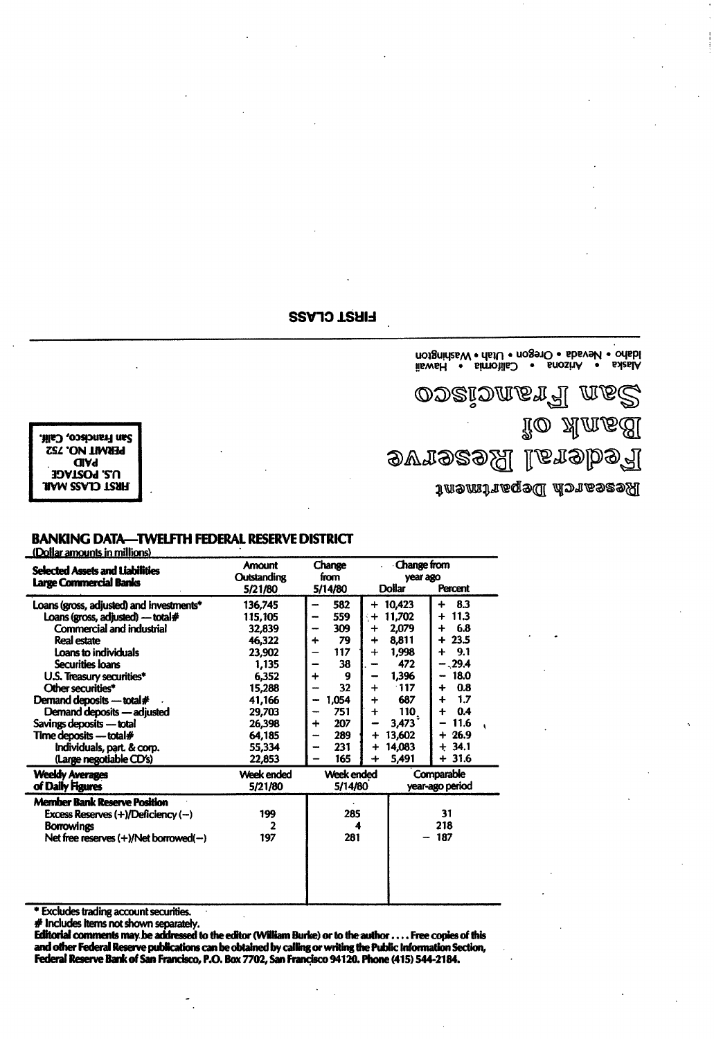FIRST CLASS

Research Department

Federal Reserve

Bank of

San Francisco

Alaska • Arizona • California • Hawaii
Idaho • Nevada • Oregon • Utah • Washington

FIRST CLASS MAIL
U.S. POSTAGE
PAID
PERMIT NO. 752
San Francisco, Calif.

## BANKING DATA—TWELFTH FEDERAL RESERVE DISTRICT

(Dollar amounts in millions)

| Selected Assets and Liabilities Large Commercial Banks | Amount Outstanding 5/21/80 | Change from 5/14/80 | Change from year ago Dollar | Percent |
|---|---|---|---|---|
| Loans (gross, adjusted) and investments* | 136,745 | − 582 | + 10,423 | + 8.3 |
| Loans (gross, adjusted) — total# | 115,105 | − 559 | + 11,702 | + 11.3 |
| Commercial and industrial | 32,839 | − 309 | + 2,079 | + 6.8 |
| Real estate | 46,322 | + 79 | + 8,811 | + 23.5 |
| Loans to individuals | 23,902 | − 117 | + 1,998 | + 9.1 |
| Securities loans | 1,135 | − 38 | − 472 | − 29.4 |
| U.S. Treasury securities* | 6,352 | + 9 | − 1,396 | − 18.0 |
| Other securities* | 15,288 | − 32 | + 117 | + 0.8 |
| Demand deposits — total# | 41,166 | − 1,054 | + 687 | + 1.7 |
| Demand deposits — adjusted | 29,703 | − 751 | + 110 | + 0.4 |
| Savings deposits — total | 26,398 | + 207 | − 3,473 | − 11.6 |
| Time deposits — total# | 64,185 | − 289 | + 13,602 | + 26.9 |
| Individuals, part. & corp. | 55,334 | − 231 | + 14,083 | + 34.1 |
| (Large negotiable CD's) | 22,853 | − 165 | + 5,491 | + 31.6 |

| Weekly Averages of Daily Figures | Week ended 5/21/80 | Week ended 5/14/80 | Comparable year-ago period |
|---|---|---|---|
| **Member Bank Reserve Position** | | | |
| Excess Reserves (+)/Deficiency (−) | 199 | 285 | 31 |
| Borrowings | 2 | 4 | 218 |
| Net free reserves (+)/Net borrowed(−) | 197 | 281 | − 187 |

\* Excludes trading account securities.
\# Includes items not shown separately.

**Editorial comments may be addressed to the editor (William Burke) or to the author . . . . Free copies of this and other Federal Reserve publications can be obtained by calling or writing the Public Information Section, Federal Reserve Bank of San Francisco, P.O. Box 7702, San Francisco 94120. Phone (415) 544-2184.**